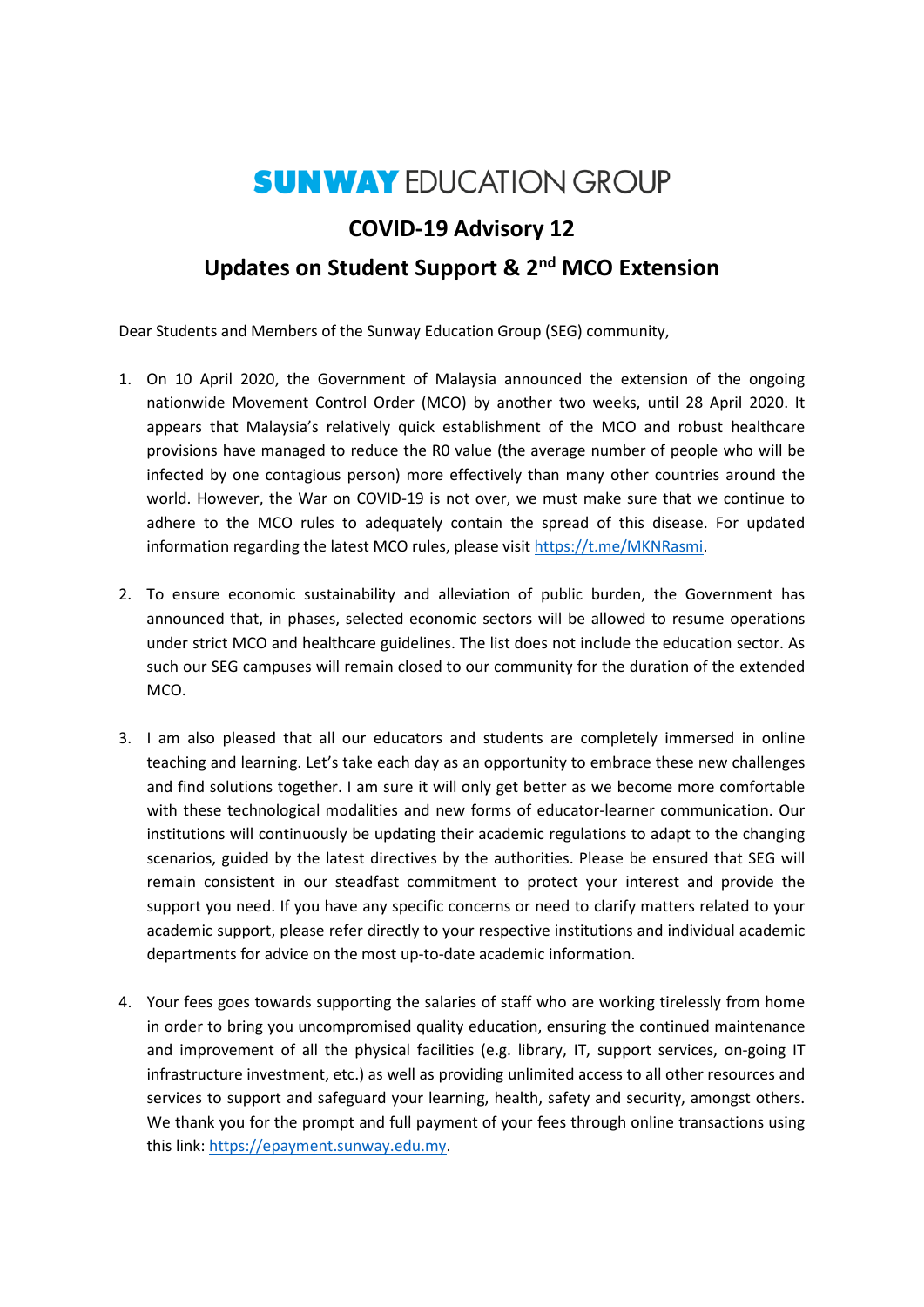# SUNWAY EDUCATION GROUP

## COVID-19 Advisory 12

## Updates on Student Support & 2nd MCO Extension

Dear Students and Members of the Sunway Education Group (SEG) community,

1. On 10 April 2020, the Government of Malaysia announced the extension of the ongoing nationwide Movement Control Order (MCO) by another two weeks, until 28 April 2020. It appears that Malaysia's relatively quick establishment of the MCO and robust healthcare provisions have managed to reduce the R0 value (the average number of people who will be infected by one contagious person) more effectively than many other countries around the world. However, the War on COVID-19 is not over, we must make sure that we continue to adhere to the MCO rules to adequately contain the spread of this disease. For updated information regarding the latest MCO rules, please visit https://t.me/MKNRasmi.

2. To ensure economic sustainability and alleviation of public burden, the Government has announced that, in phases, selected economic sectors will be allowed to resume operations under strict MCO and healthcare guidelines. The list does not include the education sector. As such our SEG campuses will remain closed to our community for the duration of the extended MCO.

3. I am also pleased that all our educators and students are completely immersed in online teaching and learning. Let's take each day as an opportunity to embrace these new challenges and find solutions together. I am sure it will only get better as we become more comfortable with these technological modalities and new forms of educator-learner communication. Our institutions will continuously be updating their academic regulations to adapt to the changing scenarios, guided by the latest directives by the authorities. Please be ensured that SEG will remain consistent in our steadfast commitment to protect your interest and provide the support you need. If you have any specific concerns or need to clarify matters related to your academic support, please refer directly to your respective institutions and individual academic departments for advice on the most up-to-date academic information.

4. Your fees goes towards supporting the salaries of staff who are working tirelessly from home in order to bring you uncompromised quality education, ensuring the continued maintenance and improvement of all the physical facilities (e.g. library, IT, support services, on-going IT infrastructure investment, etc.) as well as providing unlimited access to all other resources and services to support and safeguard your learning, health, safety and security, amongst others. We thank you for the prompt and full payment of your fees through online transactions using this link: https://epayment.sunway.edu.my.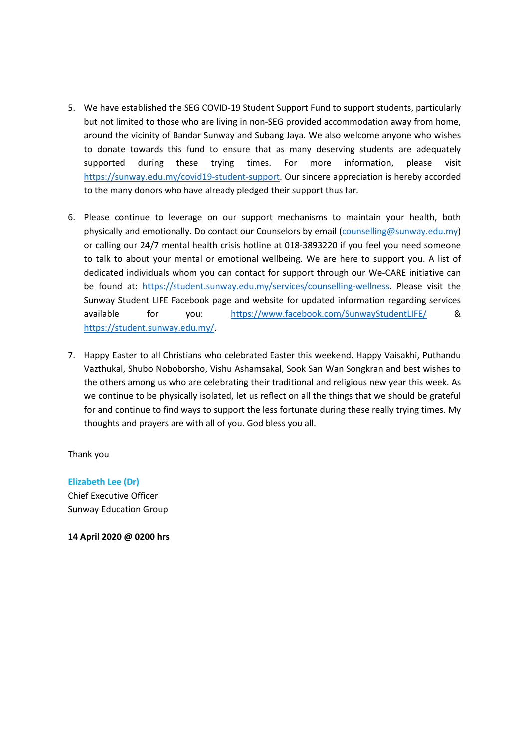5. We have established the SEG COVID-19 Student Support Fund to support students, particularly but not limited to those who are living in non-SEG provided accommodation away from home, around the vicinity of Bandar Sunway and Subang Jaya. We also welcome anyone who wishes to donate towards this fund to ensure that as many deserving students are adequately supported during these trying times. For more information, please visit https://sunway.edu.my/covid19-student-support. Our sincere appreciation is hereby accorded to the many donors who have already pledged their support thus far.

6. Please continue to leverage on our support mechanisms to maintain your health, both physically and emotionally. Do contact our Counselors by email (counselling@sunway.edu.my) or calling our 24/7 mental health crisis hotline at 018-3893220 if you feel you need someone to talk to about your mental or emotional wellbeing. We are here to support you. A list of dedicated individuals whom you can contact for support through our We-CARE initiative can be found at: https://student.sunway.edu.my/services/counselling-wellness. Please visit the Sunway Student LIFE Facebook page and website for updated information regarding services available for you: https://www.facebook.com/SunwayStudentLIFE/ & https://student.sunway.edu.my/.

7. Happy Easter to all Christians who celebrated Easter this weekend. Happy Vaisakhi, Puthandu Vazthukal, Shubo Noboborsho, Vishu Ashamsakal, Sook San Wan Songkran and best wishes to the others among us who are celebrating their traditional and religious new year this week. As we continue to be physically isolated, let us reflect on all the things that we should be grateful for and continue to find ways to support the less fortunate during these really trying times. My thoughts and prayers are with all of you. God bless you all.

Thank you

**Elizabeth Lee (Dr)**
Chief Executive Officer
Sunway Education Group

**14 April 2020 @ 0200 hrs**